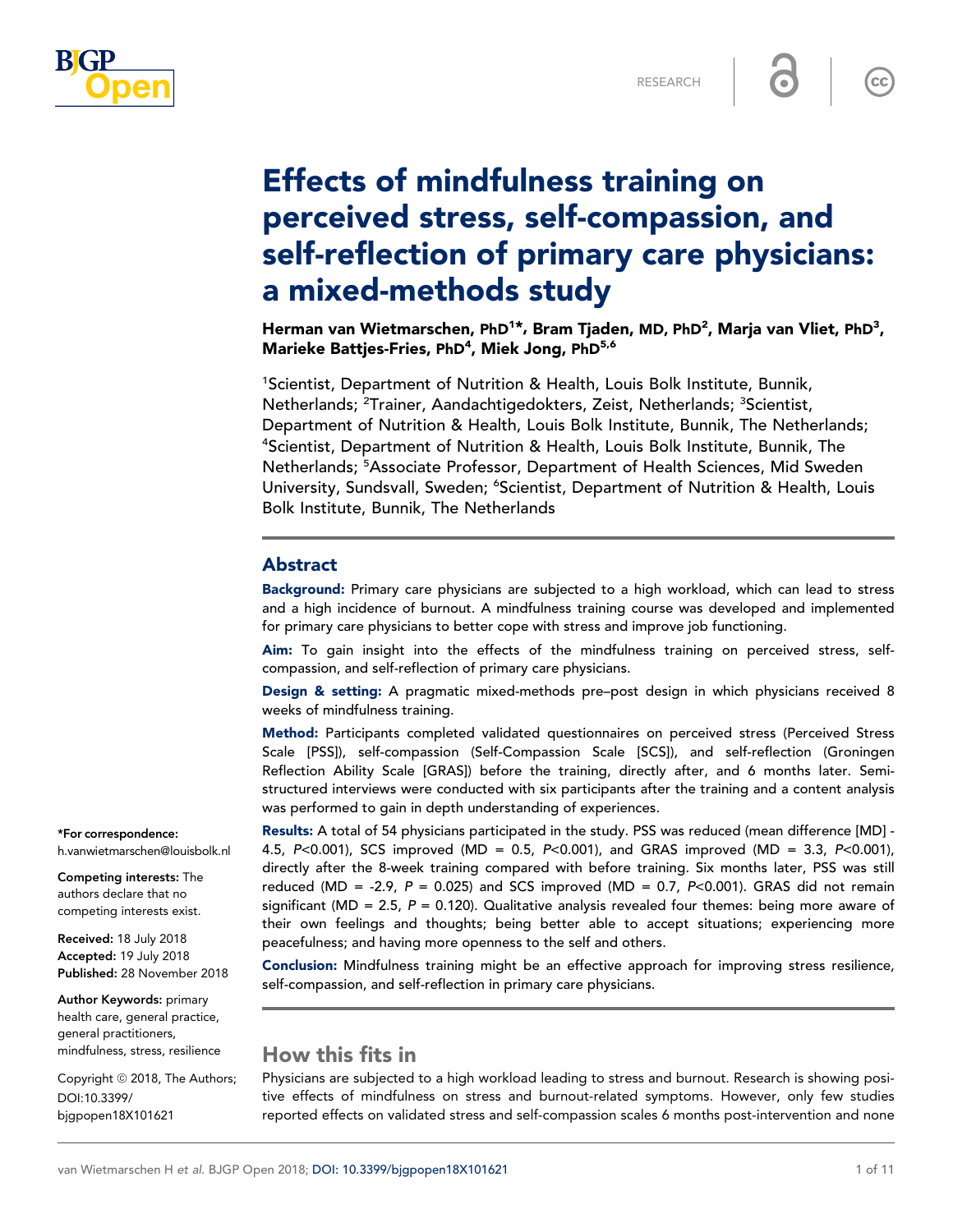RESEARCH

# Effects of mindfulness training on perceived stress, self-compassion, and self-reflection of primary care physicians: a mixed-methods study

**Herman van Wietmarschen, PhD[1]\*, Bram Tjaden, MD, PhD[2], Marja van Vliet, PhD[3], Marieke Battjes-Fries, PhD[4], Miek Jong, PhD[5,6]**

[1]Scientist, Department of Nutrition & Health, Louis Bolk Institute, Bunnik, Netherlands; [2]Trainer, Aandachtigedokters, Zeist, Netherlands; [3]Scientist, Department of Nutrition & Health, Louis Bolk Institute, Bunnik, The Netherlands; [4]Scientist, Department of Nutrition & Health, Louis Bolk Institute, Bunnik, The Netherlands; [5]Associate Professor, Department of Health Sciences, Mid Sweden University, Sundsvall, Sweden; [6]Scientist, Department of Nutrition & Health, Louis Bolk Institute, Bunnik, The Netherlands

## Abstract

**Background:** Primary care physicians are subjected to a high workload, which can lead to stress and a high incidence of burnout. A mindfulness training course was developed and implemented for primary care physicians to better cope with stress and improve job functioning.

**Aim:** To gain insight into the effects of the mindfulness training on perceived stress, self-compassion, and self-reflection of primary care physicians.

**Design & setting:** A pragmatic mixed-methods pre–post design in which physicians received 8 weeks of mindfulness training.

**Method:** Participants completed validated questionnaires on perceived stress (Perceived Stress Scale [PSS]), self-compassion (Self-Compassion Scale [SCS]), and self-reflection (Groningen Reflection Ability Scale [GRAS]) before the training, directly after, and 6 months later. Semi-structured interviews were conducted with six participants after the training and a content analysis was performed to gain in depth understanding of experiences.

**Results:** A total of 54 physicians participated in the study. PSS was reduced (mean difference [MD] -4.5, $P$<0.001), SCS improved (MD = 0.5, $P$<0.001), and GRAS improved (MD = 3.3, $P$<0.001), directly after the 8-week training compared with before training. Six months later, PSS was still reduced (MD = -2.9, $P$ = 0.025) and SCS improved (MD = 0.7, $P$<0.001). GRAS did not remain significant (MD = 2.5, $P$ = 0.120). Qualitative analysis revealed four themes: being more aware of their own feelings and thoughts; being better able to accept situations; experiencing more peacefulness; and having more openness to the self and others.

**Conclusion:** Mindfulness training might be an effective approach for improving stress resilience, self-compassion, and self-reflection in primary care physicians.

\*For correspondence: h.vanwietmarschen@louisbolk.nl

**Competing interests:** The authors declare that no competing interests exist.

**Received:** 18 July 2018
**Accepted:** 19 July 2018
**Published:** 28 November 2018

**Author Keywords:** primary health care, general practice, general practitioners, mindfulness, stress, resilience

Copyright © 2018, The Authors; DOI:10.3399/bjgpopen18X101621

## How this fits in

Physicians are subjected to a high workload leading to stress and burnout. Research is showing positive effects of mindfulness on stress and burnout-related symptoms. However, only few studies reported effects on validated stress and self-compassion scales 6 months post-intervention and none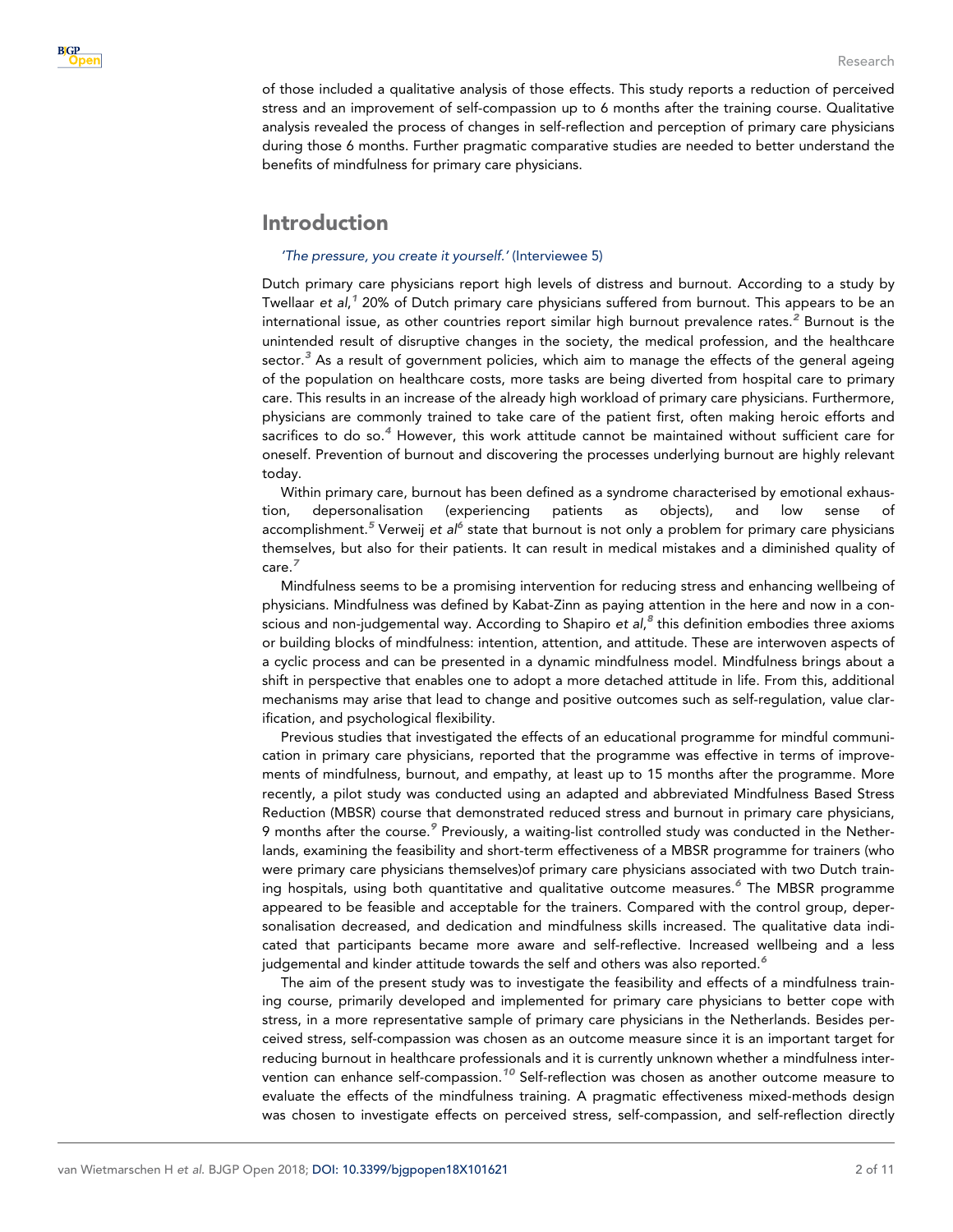of those included a qualitative analysis of those effects. This study reports a reduction of perceived stress and an improvement of self-compassion up to 6 months after the training course. Qualitative analysis revealed the process of changes in self-reflection and perception of primary care physicians during those 6 months. Further pragmatic comparative studies are needed to better understand the benefits of mindfulness for primary care physicians.

## Introduction

*'The pressure, you create it yourself.'* (Interviewee 5)

Dutch primary care physicians report high levels of distress and burnout. According to a study by Twellaar *et al*,[1] 20% of Dutch primary care physicians suffered from burnout. This appears to be an international issue, as other countries report similar high burnout prevalence rates.[2] Burnout is the unintended result of disruptive changes in the society, the medical profession, and the healthcare sector.[3] As a result of government policies, which aim to manage the effects of the general ageing of the population on healthcare costs, more tasks are being diverted from hospital care to primary care. This results in an increase of the already high workload of primary care physicians. Furthermore, physicians are commonly trained to take care of the patient first, often making heroic efforts and sacrifices to do so.[4] However, this work attitude cannot be maintained without sufficient care for oneself. Prevention of burnout and discovering the processes underlying burnout are highly relevant today.

Within primary care, burnout has been defined as a syndrome characterised by emotional exhaustion, depersonalisation (experiencing patients as objects), and low sense of accomplishment.[5] Verweij *et al*[6] state that burnout is not only a problem for primary care physicians themselves, but also for their patients. It can result in medical mistakes and a diminished quality of care.[7]

Mindfulness seems to be a promising intervention for reducing stress and enhancing wellbeing of physicians. Mindfulness was defined by Kabat-Zinn as paying attention in the here and now in a conscious and non-judgemental way. According to Shapiro *et al*,[8] this definition embodies three axioms or building blocks of mindfulness: intention, attention, and attitude. These are interwoven aspects of a cyclic process and can be presented in a dynamic mindfulness model. Mindfulness brings about a shift in perspective that enables one to adopt a more detached attitude in life. From this, additional mechanisms may arise that lead to change and positive outcomes such as self-regulation, value clarification, and psychological flexibility.

Previous studies that investigated the effects of an educational programme for mindful communication in primary care physicians, reported that the programme was effective in terms of improvements of mindfulness, burnout, and empathy, at least up to 15 months after the programme. More recently, a pilot study was conducted using an adapted and abbreviated Mindfulness Based Stress Reduction (MBSR) course that demonstrated reduced stress and burnout in primary care physicians, 9 months after the course.[9] Previously, a waiting-list controlled study was conducted in the Netherlands, examining the feasibility and short-term effectiveness of a MBSR programme for trainers (who were primary care physicians themselves)of primary care physicians associated with two Dutch training hospitals, using both quantitative and qualitative outcome measures.[6] The MBSR programme appeared to be feasible and acceptable for the trainers. Compared with the control group, depersonalisation decreased, and dedication and mindfulness skills increased. The qualitative data indicated that participants became more aware and self-reflective. Increased wellbeing and a less judgemental and kinder attitude towards the self and others was also reported.[6]

The aim of the present study was to investigate the feasibility and effects of a mindfulness training course, primarily developed and implemented for primary care physicians to better cope with stress, in a more representative sample of primary care physicians in the Netherlands. Besides perceived stress, self-compassion was chosen as an outcome measure since it is an important target for reducing burnout in healthcare professionals and it is currently unknown whether a mindfulness intervention can enhance self-compassion.[10] Self-reflection was chosen as another outcome measure to evaluate the effects of the mindfulness training. A pragmatic effectiveness mixed-methods design was chosen to investigate effects on perceived stress, self-compassion, and self-reflection directly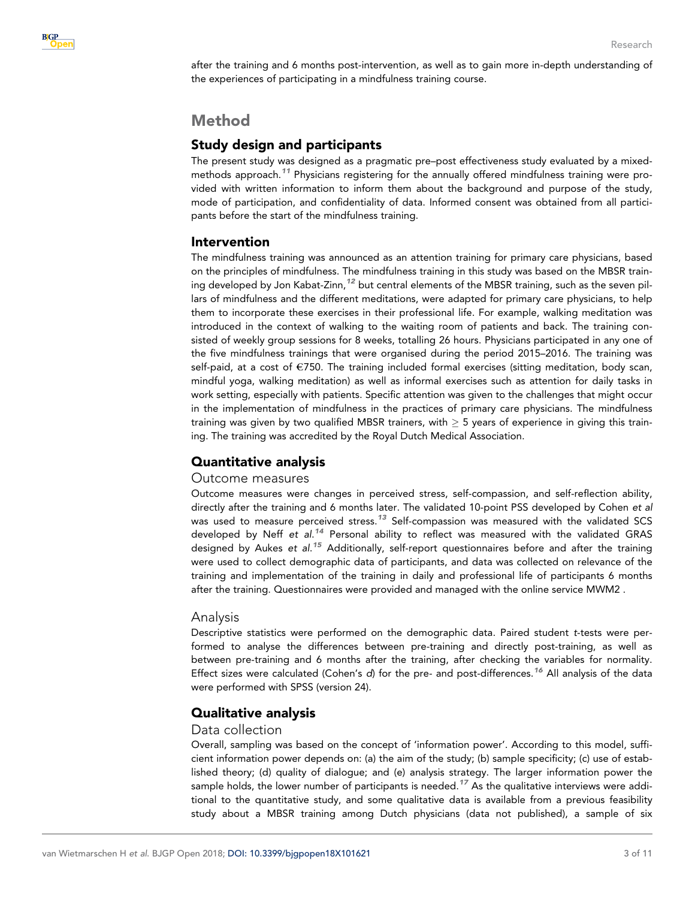after the training and 6 months post-intervention, as well as to gain more in-depth understanding of the experiences of participating in a mindfulness training course.

# Method

## Study design and participants

The present study was designed as a pragmatic pre–post effectiveness study evaluated by a mixed-methods approach.[11] Physicians registering for the annually offered mindfulness training were provided with written information to inform them about the background and purpose of the study, mode of participation, and confidentiality of data. Informed consent was obtained from all participants before the start of the mindfulness training.

## Intervention

The mindfulness training was announced as an attention training for primary care physicians, based on the principles of mindfulness. The mindfulness training in this study was based on the MBSR training developed by Jon Kabat-Zinn,[12] but central elements of the MBSR training, such as the seven pillars of mindfulness and the different meditations, were adapted for primary care physicians, to help them to incorporate these exercises in their professional life. For example, walking meditation was introduced in the context of walking to the waiting room of patients and back. The training consisted of weekly group sessions for 8 weeks, totalling 26 hours. Physicians participated in any one of the five mindfulness trainings that were organised during the period 2015–2016. The training was self-paid, at a cost of €750. The training included formal exercises (sitting meditation, body scan, mindful yoga, walking meditation) as well as informal exercises such as attention for daily tasks in work setting, especially with patients. Specific attention was given to the challenges that might occur in the implementation of mindfulness in the practices of primary care physicians. The mindfulness training was given by two qualified MBSR trainers, with $\geq$ 5 years of experience in giving this training. The training was accredited by the Royal Dutch Medical Association.

## Quantitative analysis

### Outcome measures

Outcome measures were changes in perceived stress, self-compassion, and self-reflection ability, directly after the training and 6 months later. The validated 10-point PSS developed by Cohen *et al* was used to measure perceived stress.[13] Self-compassion was measured with the validated SCS developed by Neff *et al.*[14] Personal ability to reflect was measured with the validated GRAS designed by Aukes *et al.*[15] Additionally, self-report questionnaires before and after the training were used to collect demographic data of participants, and data was collected on relevance of the training and implementation of the training in daily and professional life of participants 6 months after the training. Questionnaires were provided and managed with the online service MWM2 .

### Analysis

Descriptive statistics were performed on the demographic data. Paired student *t*-tests were performed to analyse the differences between pre-training and directly post-training, as well as between pre-training and 6 months after the training, after checking the variables for normality. Effect sizes were calculated (Cohen's *d*) for the pre- and post-differences.[16] All analysis of the data were performed with SPSS (version 24).

## Qualitative analysis

### Data collection

Overall, sampling was based on the concept of 'information power'. According to this model, sufficient information power depends on: (a) the aim of the study; (b) sample specificity; (c) use of established theory; (d) quality of dialogue; and (e) analysis strategy. The larger information power the sample holds, the lower number of participants is needed.[17] As the qualitative interviews were additional to the quantitative study, and some qualitative data is available from a previous feasibility study about a MBSR training among Dutch physicians (data not published), a sample of six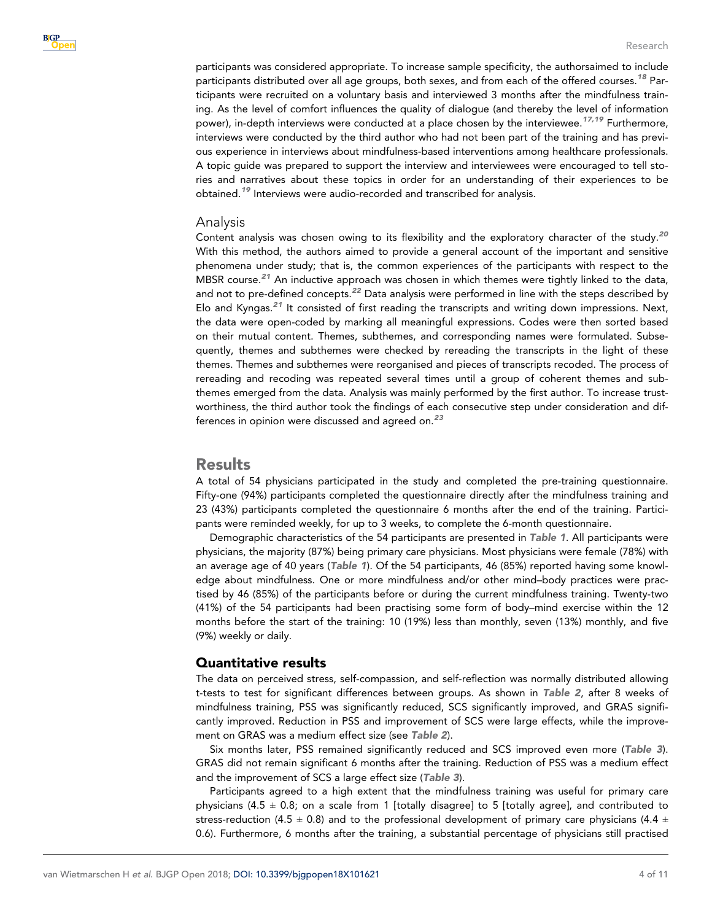participants was considered appropriate. To increase sample specificity, the authorsaimed to include participants distributed over all age groups, both sexes, and from each of the offered courses.[18] Participants were recruited on a voluntary basis and interviewed 3 months after the mindfulness training. As the level of comfort influences the quality of dialogue (and thereby the level of information power), in-depth interviews were conducted at a place chosen by the interviewee.[17,19] Furthermore, interviews were conducted by the third author who had not been part of the training and has previous experience in interviews about mindfulness-based interventions among healthcare professionals. A topic guide was prepared to support the interview and interviewees were encouraged to tell stories and narratives about these topics in order for an understanding of their experiences to be obtained.[19] Interviews were audio-recorded and transcribed for analysis.

### Analysis

Content analysis was chosen owing to its flexibility and the exploratory character of the study.[20] With this method, the authors aimed to provide a general account of the important and sensitive phenomena under study; that is, the common experiences of the participants with respect to the MBSR course.[21] An inductive approach was chosen in which themes were tightly linked to the data, and not to pre-defined concepts.[22] Data analysis were performed in line with the steps described by Elo and Kyngas.[21] It consisted of first reading the transcripts and writing down impressions. Next, the data were open-coded by marking all meaningful expressions. Codes were then sorted based on their mutual content. Themes, subthemes, and corresponding names were formulated. Subsequently, themes and subthemes were checked by rereading the transcripts in the light of these themes. Themes and subthemes were reorganised and pieces of transcripts recoded. The process of rereading and recoding was repeated several times until a group of coherent themes and subthemes emerged from the data. Analysis was mainly performed by the first author. To increase trustworthiness, the third author took the findings of each consecutive step under consideration and differences in opinion were discussed and agreed on.[23]

## Results

A total of 54 physicians participated in the study and completed the pre-training questionnaire. Fifty-one (94%) participants completed the questionnaire directly after the mindfulness training and 23 (43%) participants completed the questionnaire 6 months after the end of the training. Participants were reminded weekly, for up to 3 weeks, to complete the 6-month questionnaire.

Demographic characteristics of the 54 participants are presented in ***Table 1***. All participants were physicians, the majority (87%) being primary care physicians. Most physicians were female (78%) with an average age of 40 years (***Table 1***). Of the 54 participants, 46 (85%) reported having some knowledge about mindfulness. One or more mindfulness and/or other mind–body practices were practised by 46 (85%) of the participants before or during the current mindfulness training. Twenty-two (41%) of the 54 participants had been practising some form of body–mind exercise within the 12 months before the start of the training: 10 (19%) less than monthly, seven (13%) monthly, and five (9%) weekly or daily.

### Quantitative results

The data on perceived stress, self-compassion, and self-reflection was normally distributed allowing t-tests to test for significant differences between groups. As shown in ***Table 2***, after 8 weeks of mindfulness training, PSS was significantly reduced, SCS significantly improved, and GRAS significantly improved. Reduction in PSS and improvement of SCS were large effects, while the improvement on GRAS was a medium effect size (see ***Table 2***).

Six months later, PSS remained significantly reduced and SCS improved even more (***Table 3***). GRAS did not remain significant 6 months after the training. Reduction of PSS was a medium effect and the improvement of SCS a large effect size (***Table 3***).

Participants agreed to a high extent that the mindfulness training was useful for primary care physicians ($4.5 \pm 0.8$; on a scale from 1 [totally disagree] to 5 [totally agree], and contributed to stress-reduction ($4.5 \pm 0.8$) and to the professional development of primary care physicians ($4.4 \pm 0.6$). Furthermore, 6 months after the training, a substantial percentage of physicians still practised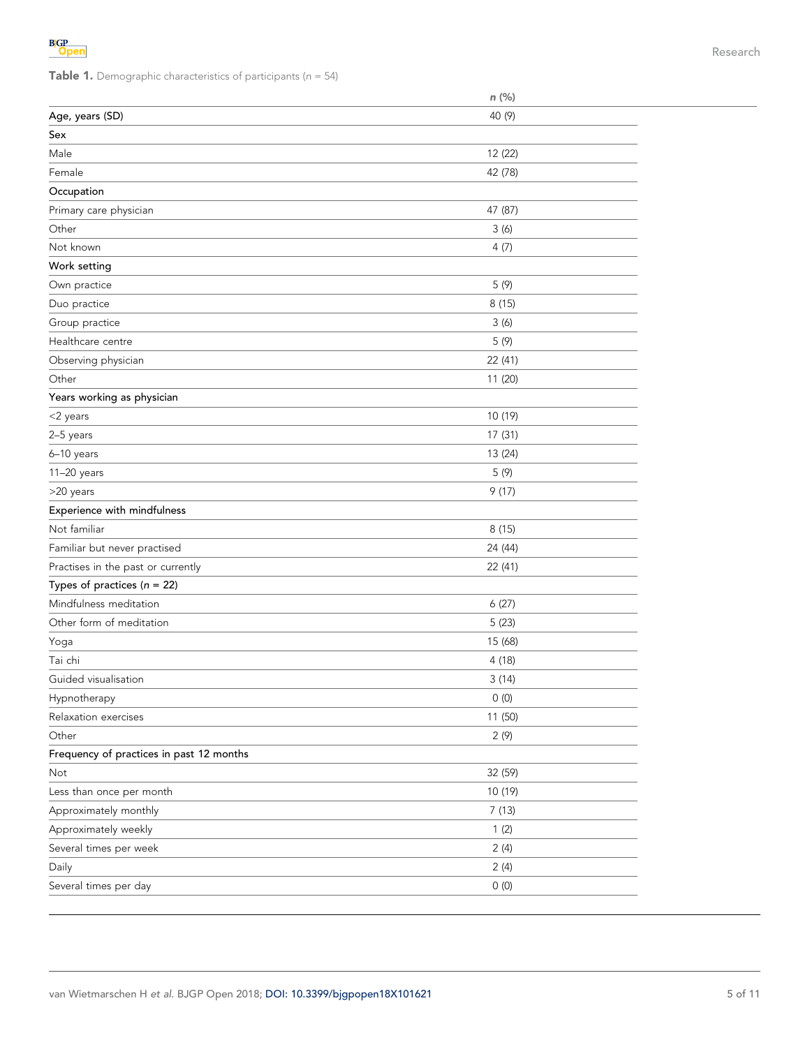**Table 1.** Demographic characteristics of participants (*n* = 54)

| | *n* (%) |
|---|---|
| Age, years (SD) | 40 (9) |
| **Sex** | |
| Male | 12 (22) |
| Female | 42 (78) |
| **Occupation** | |
| Primary care physician | 47 (87) |
| Other | 3 (6) |
| Not known | 4 (7) |
| **Work setting** | |
| Own practice | 5 (9) |
| Duo practice | 8 (15) |
| Group practice | 3 (6) |
| Healthcare centre | 5 (9) |
| Observing physician | 22 (41) |
| Other | 11 (20) |
| **Years working as physician** | |
| <2 years | 10 (19) |
| 2–5 years | 17 (31) |
| 6–10 years | 13 (24) |
| 11–20 years | 5 (9) |
| >20 years | 9 (17) |
| **Experience with mindfulness** | |
| Not familiar | 8 (15) |
| Familiar but never practised | 24 (44) |
| Practises in the past or currently | 22 (41) |
| **Types of practices (*n* = 22)** | |
| Mindfulness meditation | 6 (27) |
| Other form of meditation | 5 (23) |
| Yoga | 15 (68) |
| Tai chi | 4 (18) |
| Guided visualisation | 3 (14) |
| Hypnotherapy | 0 (0) |
| Relaxation exercises | 11 (50) |
| Other | 2 (9) |
| **Frequency of practices in past 12 months** | |
| Not | 32 (59) |
| Less than once per month | 10 (19) |
| Approximately monthly | 7 (13) |
| Approximately weekly | 1 (2) |
| Several times per week | 2 (4) |
| Daily | 2 (4) |
| Several times per day | 0 (0) |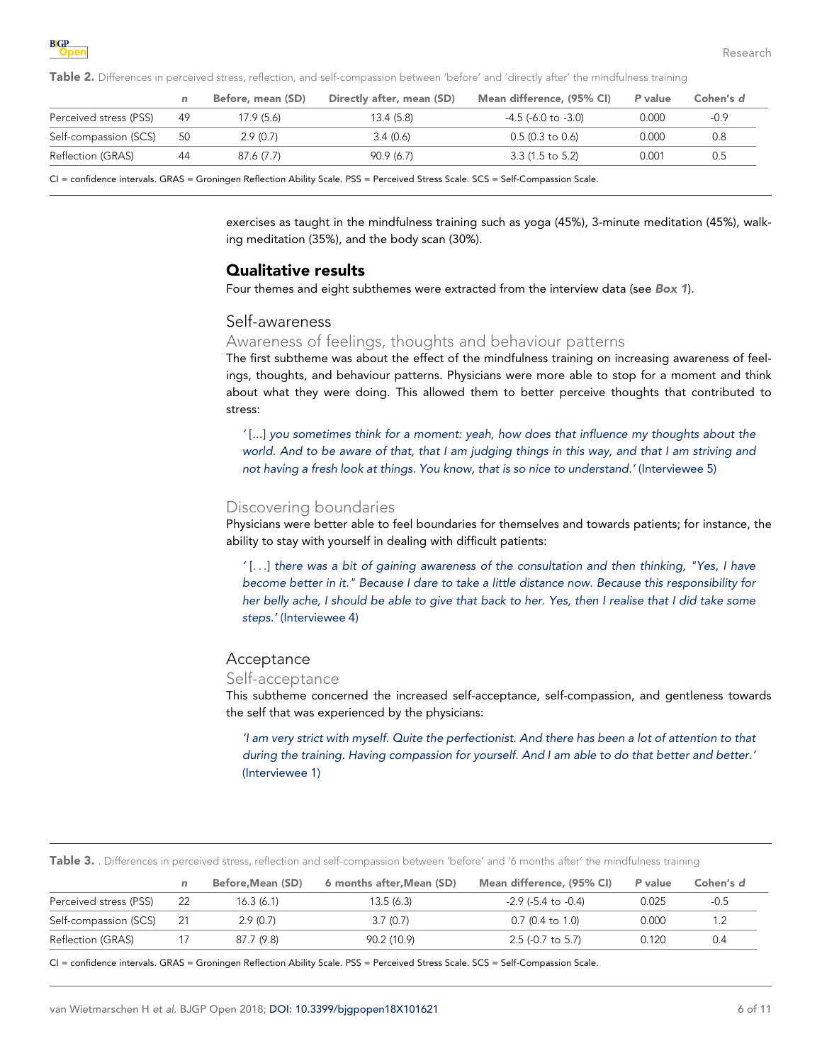**Table 2.** Differences in perceived stress, reflection, and self-compassion between 'before' and 'directly after' the mindfulness training

| | *n* | Before, mean (SD) | Directly after, mean (SD) | Mean difference, (95% CI) | *P* value | Cohen's *d* |
|---|---|---|---|---|---|---|
| Perceived stress (PSS) | 49 | 17.9 (5.6) | 13.4 (5.8) | -4.5 (-6.0 to -3.0) | 0.000 | -0.9 |
| Self-compassion (SCS) | 50 | 2.9 (0.7) | 3.4 (0.6) | 0.5 (0.3 to 0.6) | 0.000 | 0.8 |
| Reflection (GRAS) | 44 | 87.6 (7.7) | 90.9 (6.7) | 3.3 (1.5 to 5.2) | 0.001 | 0.5 |

CI = confidence intervals. GRAS = Groningen Reflection Ability Scale. PSS = Perceived Stress Scale. SCS = Self-Compassion Scale.

exercises as taught in the mindfulness training such as yoga (45%), 3-minute meditation (45%), walking meditation (35%), and the body scan (30%).

## Qualitative results

Four themes and eight subthemes were extracted from the interview data (see ***Box 1***).

### Self-awareness

#### Awareness of feelings, thoughts and behaviour patterns

The first subtheme was about the effect of the mindfulness training on increasing awareness of feelings, thoughts, and behaviour patterns. Physicians were more able to stop for a moment and think about what they were doing. This allowed them to better perceive thoughts that contributed to stress:

> '[...] *you sometimes think for a moment: yeah, how does that influence my thoughts about the world. And to be aware of that, that I am judging things in this way, and that I am striving and not having a fresh look at things. You know, that is so nice to understand.'* (Interviewee 5)

#### Discovering boundaries

Physicians were better able to feel boundaries for themselves and towards patients; for instance, the ability to stay with yourself in dealing with difficult patients:

> '[. . .] *there was a bit of gaining awareness of the consultation and then thinking, "Yes, I have become better in it." Because I dare to take a little distance now. Because this responsibility for her belly ache, I should be able to give that back to her. Yes, then I realise that I did take some steps.'* (Interviewee 4)

### Acceptance

#### Self-acceptance

This subtheme concerned the increased self-acceptance, self-compassion, and gentleness towards the self that was experienced by the physicians:

> *'I am very strict with myself. Quite the perfectionist. And there has been a lot of attention to that during the training. Having compassion for yourself. And I am able to do that better and better.'* (Interviewee 1)

**Table 3.** . Differences in perceived stress, reflection and self-compassion between 'before' and '6 months after' the mindfulness training

| | *n* | Before,Mean (SD) | 6 months after,Mean (SD) | Mean difference, (95% CI) | *P* value | Cohen's *d* |
|---|---|---|---|---|---|---|
| Perceived stress (PSS) | 22 | 16.3 (6.1) | 13.5 (6.3) | -2.9 (-5.4 to -0.4) | 0.025 | -0.5 |
| Self-compassion (SCS) | 21 | 2.9 (0.7) | 3.7 (0.7) | 0.7 (0.4 to 1.0) | 0.000 | 1.2 |
| Reflection (GRAS) | 17 | 87.7 (9.8) | 90.2 (10.9) | 2.5 (-0.7 to 5.7) | 0.120 | 0.4 |

CI = confidence intervals. GRAS = Groningen Reflection Ability Scale. PSS = Perceived Stress Scale. SCS = Self-Compassion Scale.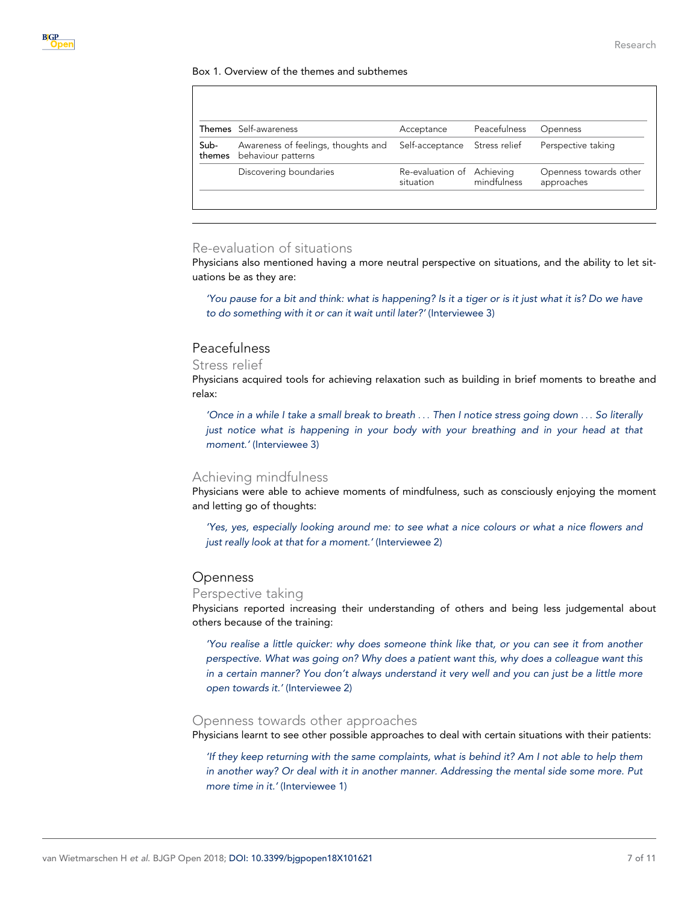Box 1. Overview of the themes and subthemes

| Themes | Self-awareness | Acceptance | Peacefulness | Openness |
|---|---|---|---|---|
| Sub-themes | Awareness of feelings, thoughts and behaviour patterns | Self-acceptance | Stress relief | Perspective taking |
| | Discovering boundaries | Re-evaluation of situation | Achieving mindfulness | Openness towards other approaches |

### Re-evaluation of situations

Physicians also mentioned having a more neutral perspective on situations, and the ability to let situations be as they are:

> *'You pause for a bit and think: what is happening? Is it a tiger or is it just what it is? Do we have to do something with it or can it wait until later?'* (Interviewee 3)

## Peacefulness

### Stress relief

Physicians acquired tools for achieving relaxation such as building in brief moments to breathe and relax:

> *'Once in a while I take a small break to breath . . . Then I notice stress going down . . . So literally just notice what is happening in your body with your breathing and in your head at that moment.'* (Interviewee 3)

### Achieving mindfulness

Physicians were able to achieve moments of mindfulness, such as consciously enjoying the moment and letting go of thoughts:

> *'Yes, yes, especially looking around me: to see what a nice colours or what a nice flowers and just really look at that for a moment.'* (Interviewee 2)

## Openness

### Perspective taking

Physicians reported increasing their understanding of others and being less judgemental about others because of the training:

> *'You realise a little quicker: why does someone think like that, or you can see it from another perspective. What was going on? Why does a patient want this, why does a colleague want this in a certain manner? You don't always understand it very well and you can just be a little more open towards it.'* (Interviewee 2)

### Openness towards other approaches

Physicians learnt to see other possible approaches to deal with certain situations with their patients:

> *'If they keep returning with the same complaints, what is behind it? Am I not able to help them in another way? Or deal with it in another manner. Addressing the mental side some more. Put more time in it.'* (Interviewee 1)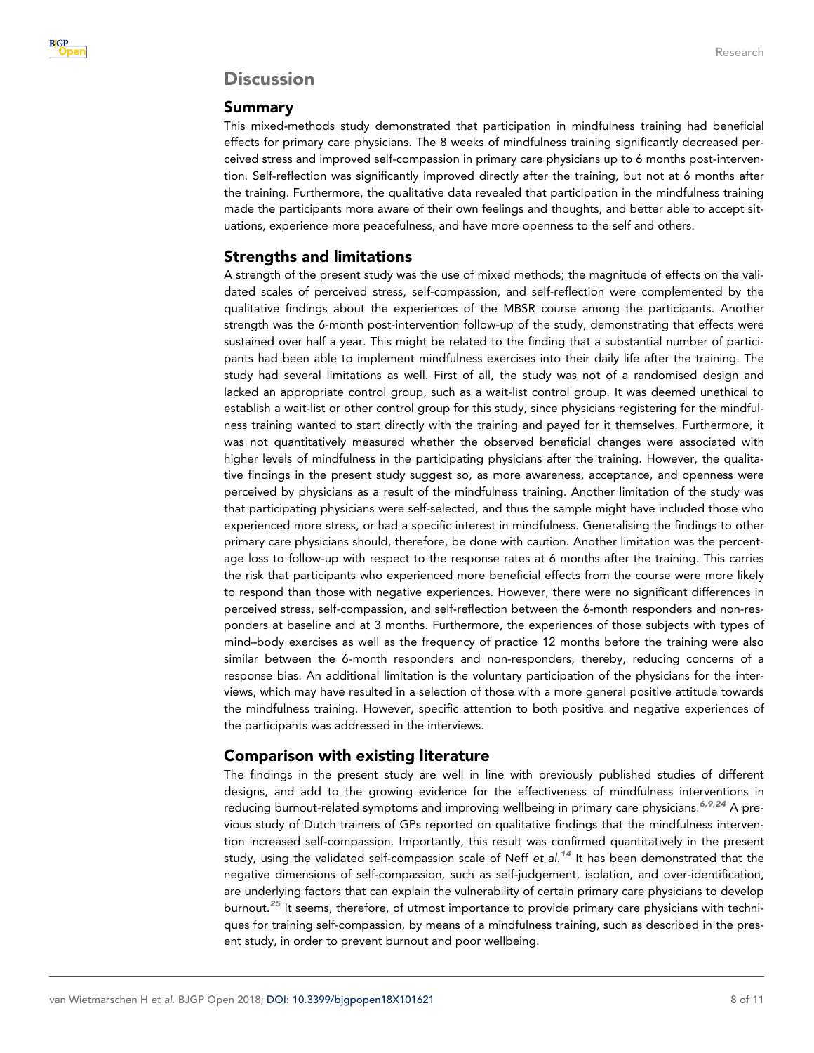## Discussion

### Summary

This mixed-methods study demonstrated that participation in mindfulness training had beneficial effects for primary care physicians. The 8 weeks of mindfulness training significantly decreased perceived stress and improved self-compassion in primary care physicians up to 6 months post-intervention. Self-reflection was significantly improved directly after the training, but not at 6 months after the training. Furthermore, the qualitative data revealed that participation in the mindfulness training made the participants more aware of their own feelings and thoughts, and better able to accept situations, experience more peacefulness, and have more openness to the self and others.

### Strengths and limitations

A strength of the present study was the use of mixed methods; the magnitude of effects on the validated scales of perceived stress, self-compassion, and self-reflection were complemented by the qualitative findings about the experiences of the MBSR course among the participants. Another strength was the 6-month post-intervention follow-up of the study, demonstrating that effects were sustained over half a year. This might be related to the finding that a substantial number of participants had been able to implement mindfulness exercises into their daily life after the training. The study had several limitations as well. First of all, the study was not of a randomised design and lacked an appropriate control group, such as a wait-list control group. It was deemed unethical to establish a wait-list or other control group for this study, since physicians registering for the mindfulness training wanted to start directly with the training and payed for it themselves. Furthermore, it was not quantitatively measured whether the observed beneficial changes were associated with higher levels of mindfulness in the participating physicians after the training. However, the qualitative findings in the present study suggest so, as more awareness, acceptance, and openness were perceived by physicians as a result of the mindfulness training. Another limitation of the study was that participating physicians were self-selected, and thus the sample might have included those who experienced more stress, or had a specific interest in mindfulness. Generalising the findings to other primary care physicians should, therefore, be done with caution. Another limitation was the percentage loss to follow-up with respect to the response rates at 6 months after the training. This carries the risk that participants who experienced more beneficial effects from the course were more likely to respond than those with negative experiences. However, there were no significant differences in perceived stress, self-compassion, and self-reflection between the 6-month responders and non-responders at baseline and at 3 months. Furthermore, the experiences of those subjects with types of mind–body exercises as well as the frequency of practice 12 months before the training were also similar between the 6-month responders and non-responders, thereby, reducing concerns of a response bias. An additional limitation is the voluntary participation of the physicians for the interviews, which may have resulted in a selection of those with a more general positive attitude towards the mindfulness training. However, specific attention to both positive and negative experiences of the participants was addressed in the interviews.

### Comparison with existing literature

The findings in the present study are well in line with previously published studies of different designs, and add to the growing evidence for the effectiveness of mindfulness interventions in reducing burnout-related symptoms and improving wellbeing in primary care physicians.[6,9,24] A previous study of Dutch trainers of GPs reported on qualitative findings that the mindfulness intervention increased self-compassion. Importantly, this result was confirmed quantitatively in the present study, using the validated self-compassion scale of Neff *et al.*[14] It has been demonstrated that the negative dimensions of self-compassion, such as self-judgement, isolation, and over-identification, are underlying factors that can explain the vulnerability of certain primary care physicians to develop burnout.[25] It seems, therefore, of utmost importance to provide primary care physicians with techniques for training self-compassion, by means of a mindfulness training, such as described in the present study, in order to prevent burnout and poor wellbeing.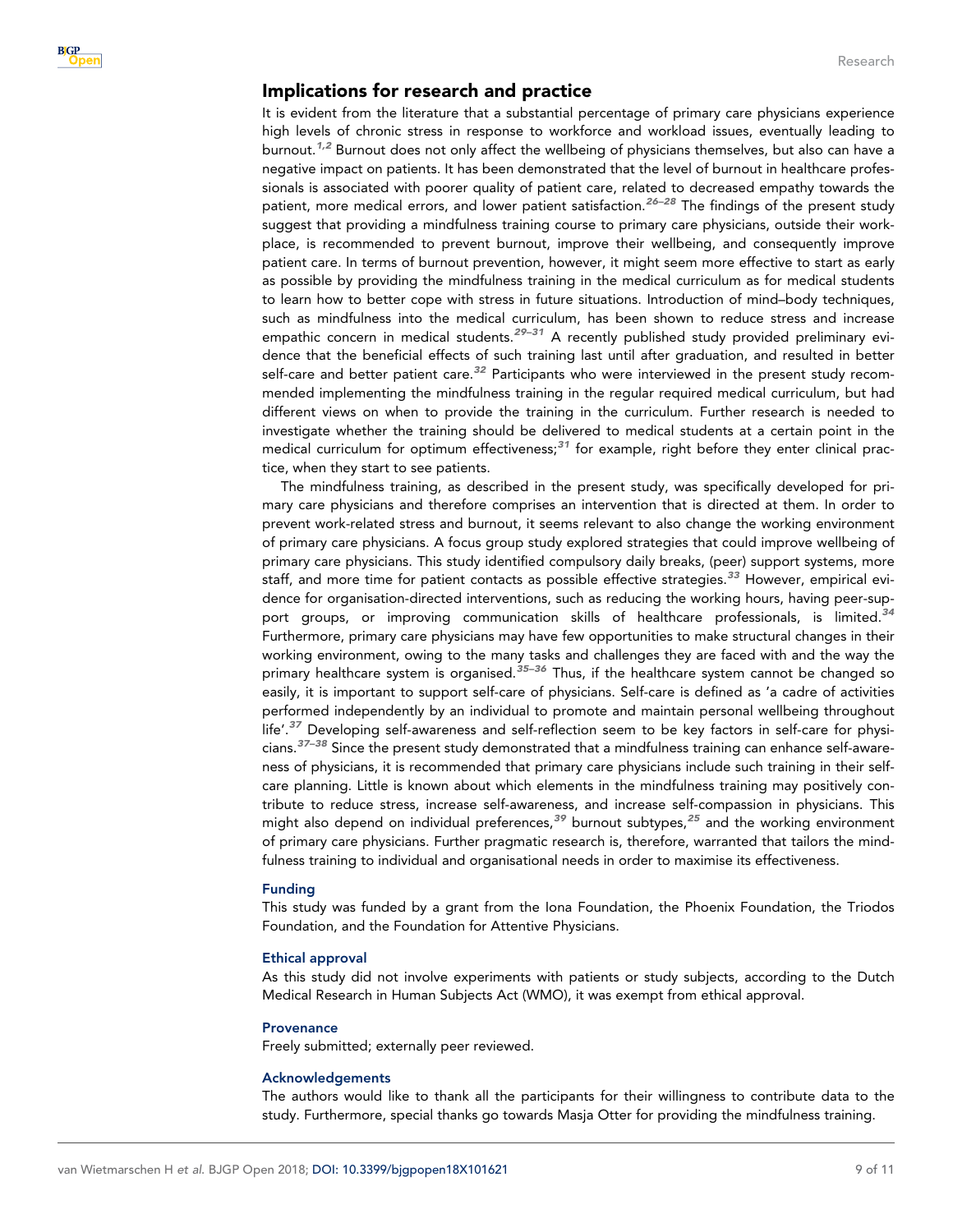## Implications for research and practice

It is evident from the literature that a substantial percentage of primary care physicians experience high levels of chronic stress in response to workforce and workload issues, eventually leading to burnout.[1,2] Burnout does not only affect the wellbeing of physicians themselves, but also can have a negative impact on patients. It has been demonstrated that the level of burnout in healthcare professionals is associated with poorer quality of patient care, related to decreased empathy towards the patient, more medical errors, and lower patient satisfaction.[26–28] The findings of the present study suggest that providing a mindfulness training course to primary care physicians, outside their workplace, is recommended to prevent burnout, improve their wellbeing, and consequently improve patient care. In terms of burnout prevention, however, it might seem more effective to start as early as possible by providing the mindfulness training in the medical curriculum as for medical students to learn how to better cope with stress in future situations. Introduction of mind–body techniques, such as mindfulness into the medical curriculum, has been shown to reduce stress and increase empathic concern in medical students.[29–31] A recently published study provided preliminary evidence that the beneficial effects of such training last until after graduation, and resulted in better self-care and better patient care.[32] Participants who were interviewed in the present study recommended implementing the mindfulness training in the regular required medical curriculum, but had different views on when to provide the training in the curriculum. Further research is needed to investigate whether the training should be delivered to medical students at a certain point in the medical curriculum for optimum effectiveness;[31] for example, right before they enter clinical practice, when they start to see patients.

The mindfulness training, as described in the present study, was specifically developed for primary care physicians and therefore comprises an intervention that is directed at them. In order to prevent work-related stress and burnout, it seems relevant to also change the working environment of primary care physicians. A focus group study explored strategies that could improve wellbeing of primary care physicians. This study identified compulsory daily breaks, (peer) support systems, more staff, and more time for patient contacts as possible effective strategies.[33] However, empirical evidence for organisation-directed interventions, such as reducing the working hours, having peer-support groups, or improving communication skills of healthcare professionals, is limited.[34] Furthermore, primary care physicians may have few opportunities to make structural changes in their working environment, owing to the many tasks and challenges they are faced with and the way the primary healthcare system is organised.[35–36] Thus, if the healthcare system cannot be changed so easily, it is important to support self-care of physicians. Self-care is defined as 'a cadre of activities performed independently by an individual to promote and maintain personal wellbeing throughout life'.[37] Developing self-awareness and self-reflection seem to be key factors in self-care for physicians.[37–38] Since the present study demonstrated that a mindfulness training can enhance self-awareness of physicians, it is recommended that primary care physicians include such training in their self-care planning. Little is known about which elements in the mindfulness training may positively contribute to reduce stress, increase self-awareness, and increase self-compassion in physicians. This might also depend on individual preferences,[39] burnout subtypes,[25] and the working environment of primary care physicians. Further pragmatic research is, therefore, warranted that tailors the mindfulness training to individual and organisational needs in order to maximise its effectiveness.

### Funding

This study was funded by a grant from the Iona Foundation, the Phoenix Foundation, the Triodos Foundation, and the Foundation for Attentive Physicians.

### Ethical approval

As this study did not involve experiments with patients or study subjects, according to the Dutch Medical Research in Human Subjects Act (WMO), it was exempt from ethical approval.

### Provenance

Freely submitted; externally peer reviewed.

### Acknowledgements

The authors would like to thank all the participants for their willingness to contribute data to the study. Furthermore, special thanks go towards Masja Otter for providing the mindfulness training.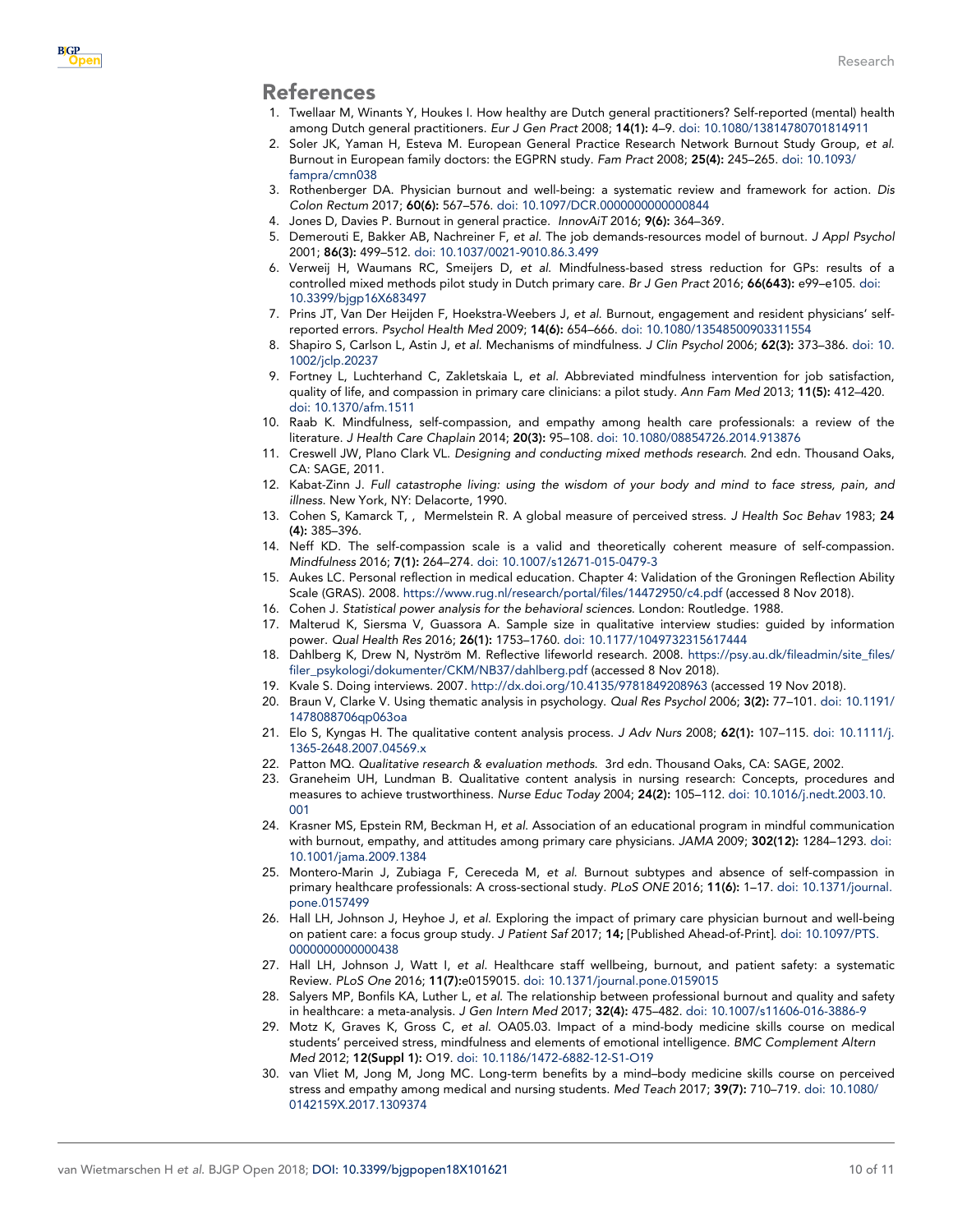## References

1. Twellaar M, Winants Y, Houkes I. How healthy are Dutch general practitioners? Self-reported (mental) health among Dutch general practitioners. *Eur J Gen Pract* 2008; **14(1):** 4–9. doi: 10.1080/13814780701814911
2. Soler JK, Yaman H, Esteva M. European General Practice Research Network Burnout Study Group, *et al.* Burnout in European family doctors: the EGPRN study. *Fam Pract* 2008; **25(4):** 245–265. doi: 10.1093/fampra/cmn038
3. Rothenberger DA. Physician burnout and well-being: a systematic review and framework for action. *Dis Colon Rectum* 2017; **60(6):** 567–576. doi: 10.1097/DCR.0000000000000844
4. Jones D, Davies P. Burnout in general practice. *InnovAiT* 2016; **9(6):** 364–369.
5. Demerouti E, Bakker AB, Nachreiner F, *et al.* The job demands-resources model of burnout. *J Appl Psychol* 2001; **86(3):** 499–512. doi: 10.1037/0021-9010.86.3.499
6. Verweij H, Waumans RC, Smeijers D, *et al.* Mindfulness-based stress reduction for GPs: results of a controlled mixed methods pilot study in Dutch primary care. *Br J Gen Pract* 2016; **66(643):** e99–e105. doi: 10.3399/bjgp16X683497
7. Prins JT, Van Der Heijden F, Hoekstra-Weebers J, *et al.* Burnout, engagement and resident physicians' self-reported errors. *Psychol Health Med* 2009; **14(6):** 654–666. doi: 10.1080/13548500903311554
8. Shapiro S, Carlson L, Astin J, *et al.* Mechanisms of mindfulness. *J Clin Psychol* 2006; **62(3):** 373–386. doi: 10.1002/jclp.20237
9. Fortney L, Luchterhand C, Zakletskaia L, *et al.* Abbreviated mindfulness intervention for job satisfaction, quality of life, and compassion in primary care clinicians: a pilot study. *Ann Fam Med* 2013; **11(5):** 412–420. doi: 10.1370/afm.1511
10. Raab K. Mindfulness, self-compassion, and empathy among health care professionals: a review of the literature. *J Health Care Chaplain* 2014; **20(3):** 95–108. doi: 10.1080/08854726.2014.913876
11. Creswell JW, Plano Clark VL. *Designing and conducting mixed methods research.* 2nd edn. Thousand Oaks, CA: SAGE, 2011.
12. Kabat-Zinn J. *Full catastrophe living: using the wisdom of your body and mind to face stress, pain, and illness.* New York, NY: Delacorte, 1990.
13. Cohen S, Kamarck T, , Mermelstein R. A global measure of perceived stress. *J Health Soc Behav* 1983; **24 (4):** 385–396.
14. Neff KD. The self-compassion scale is a valid and theoretically coherent measure of self-compassion. *Mindfulness* 2016; **7(1):** 264–274. doi: 10.1007/s12671-015-0479-3
15. Aukes LC. Personal reflection in medical education. Chapter 4: Validation of the Groningen Reflection Ability Scale (GRAS). 2008. https://www.rug.nl/research/portal/files/14472950/c4.pdf (accessed 8 Nov 2018).
16. Cohen J. *Statistical power analysis for the behavioral sciences.* London: Routledge. 1988.
17. Malterud K, Siersma V, Guassora A. Sample size in qualitative interview studies: guided by information power. *Qual Health Res* 2016; **26(1):** 1753–1760. doi: 10.1177/1049732315617444
18. Dahlberg K, Drew N, Nyström M. Reflective lifeworld research. 2008. https://psy.au.dk/fileadmin/site_files/filer_psykologi/dokumenter/CKM/NB37/dahlberg.pdf (accessed 8 Nov 2018).
19. Kvale S. Doing interviews. 2007. http://dx.doi.org/10.4135/9781849208963 (accessed 19 Nov 2018).
20. Braun V, Clarke V. Using thematic analysis in psychology. *Qual Res Psychol* 2006; **3(2):** 77–101. doi: 10.1191/1478088706qp063oa
21. Elo S, Kyngas H. The qualitative content analysis process. *J Adv Nurs* 2008; **62(1):** 107–115. doi: 10.1111/j.1365-2648.2007.04569.x
22. Patton MQ. *Qualitative research & evaluation methods.* 3rd edn. Thousand Oaks, CA: SAGE, 2002.
23. Graneheim UH, Lundman B. Qualitative content analysis in nursing research: Concepts, procedures and measures to achieve trustworthiness. *Nurse Educ Today* 2004; **24(2):** 105–112. doi: 10.1016/j.nedt.2003.10.001
24. Krasner MS, Epstein RM, Beckman H, *et al.* Association of an educational program in mindful communication with burnout, empathy, and attitudes among primary care physicians. *JAMA* 2009; **302(12):** 1284–1293. doi: 10.1001/jama.2009.1384
25. Montero-Marin J, Zubiaga F, Cereceda M, *et al.* Burnout subtypes and absence of self-compassion in primary healthcare professionals: A cross-sectional study. *PLoS ONE* 2016; **11(6):** 1–17. doi: 10.1371/journal.pone.0157499
26. Hall LH, Johnson J, Heyhoe J, *et al.* Exploring the impact of primary care physician burnout and well-being on patient care: a focus group study. *J Patient Saf* 2017; **14;** [Published Ahead-of-Print]. doi: 10.1097/PTS.0000000000000438
27. Hall LH, Johnson J, Watt I, *et al.* Healthcare staff wellbeing, burnout, and patient safety: a systematic Review. *PLoS One* 2016; **11(7):**e0159015. doi: 10.1371/journal.pone.0159015
28. Salyers MP, Bonfils KA, Luther L, *et al.* The relationship between professional burnout and quality and safety in healthcare: a meta-analysis. *J Gen Intern Med* 2017; **32(4):** 475–482. doi: 10.1007/s11606-016-3886-9
29. Motz K, Graves K, Gross C, *et al.* OA05.03. Impact of a mind-body medicine skills course on medical students' perceived stress, mindfulness and elements of emotional intelligence. *BMC Complement Altern Med* 2012; **12(Suppl 1):** O19. doi: 10.1186/1472-6882-12-S1-O19
30. van Vliet M, Jong M, Jong MC. Long-term benefits by a mind–body medicine skills course on perceived stress and empathy among medical and nursing students. *Med Teach* 2017; **39(7):** 710–719. doi: 10.1080/0142159X.2017.1309374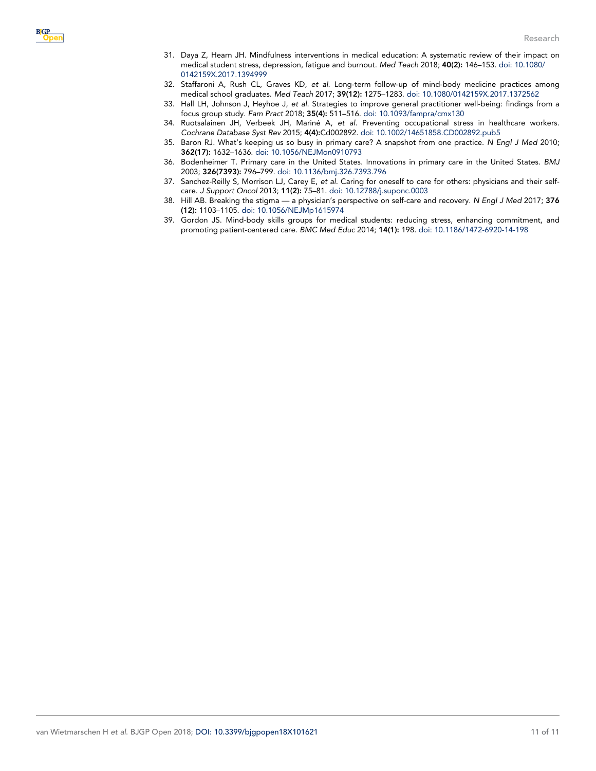31. Daya Z, Hearn JH. Mindfulness interventions in medical education: A systematic review of their impact on medical student stress, depression, fatigue and burnout. *Med Teach* 2018; **40(2):** 146–153. doi: 10.1080/0142159X.2017.1394999
32. Staffaroni A, Rush CL, Graves KD, *et al*. Long-term follow-up of mind-body medicine practices among medical school graduates. *Med Teach* 2017; **39(12):** 1275–1283. doi: 10.1080/0142159X.2017.1372562
33. Hall LH, Johnson J, Heyhoe J, *et al*. Strategies to improve general practitioner well-being: findings from a focus group study. *Fam Pract* 2018; **35(4):** 511–516. doi: 10.1093/fampra/cmx130
34. Ruotsalainen JH, Verbeek JH, Mariné A, *et al*. Preventing occupational stress in healthcare workers. *Cochrane Database Syst Rev* 2015; **4(4):**Cd002892. doi: 10.1002/14651858.CD002892.pub5
35. Baron RJ. What's keeping us so busy in primary care? A snapshot from one practice. *N Engl J Med* 2010; **362(17):** 1632–1636. doi: 10.1056/NEJMon0910793
36. Bodenheimer T. Primary care in the United States. Innovations in primary care in the United States. *BMJ* 2003; **326(7393):** 796–799. doi: 10.1136/bmj.326.7393.796
37. Sanchez-Reilly S, Morrison LJ, Carey E, *et al*. Caring for oneself to care for others: physicians and their self-care. *J Support Oncol* 2013; **11(2):** 75–81. doi: 10.12788/j.suponc.0003
38. Hill AB. Breaking the stigma — a physician's perspective on self-care and recovery. *N Engl J Med* 2017; **376 (12):** 1103–1105. doi: 10.1056/NEJMp1615974
39. Gordon JS. Mind-body skills groups for medical students: reducing stress, enhancing commitment, and promoting patient-centered care. *BMC Med Educ* 2014; **14(1):** 198. doi: 10.1186/1472-6920-14-198